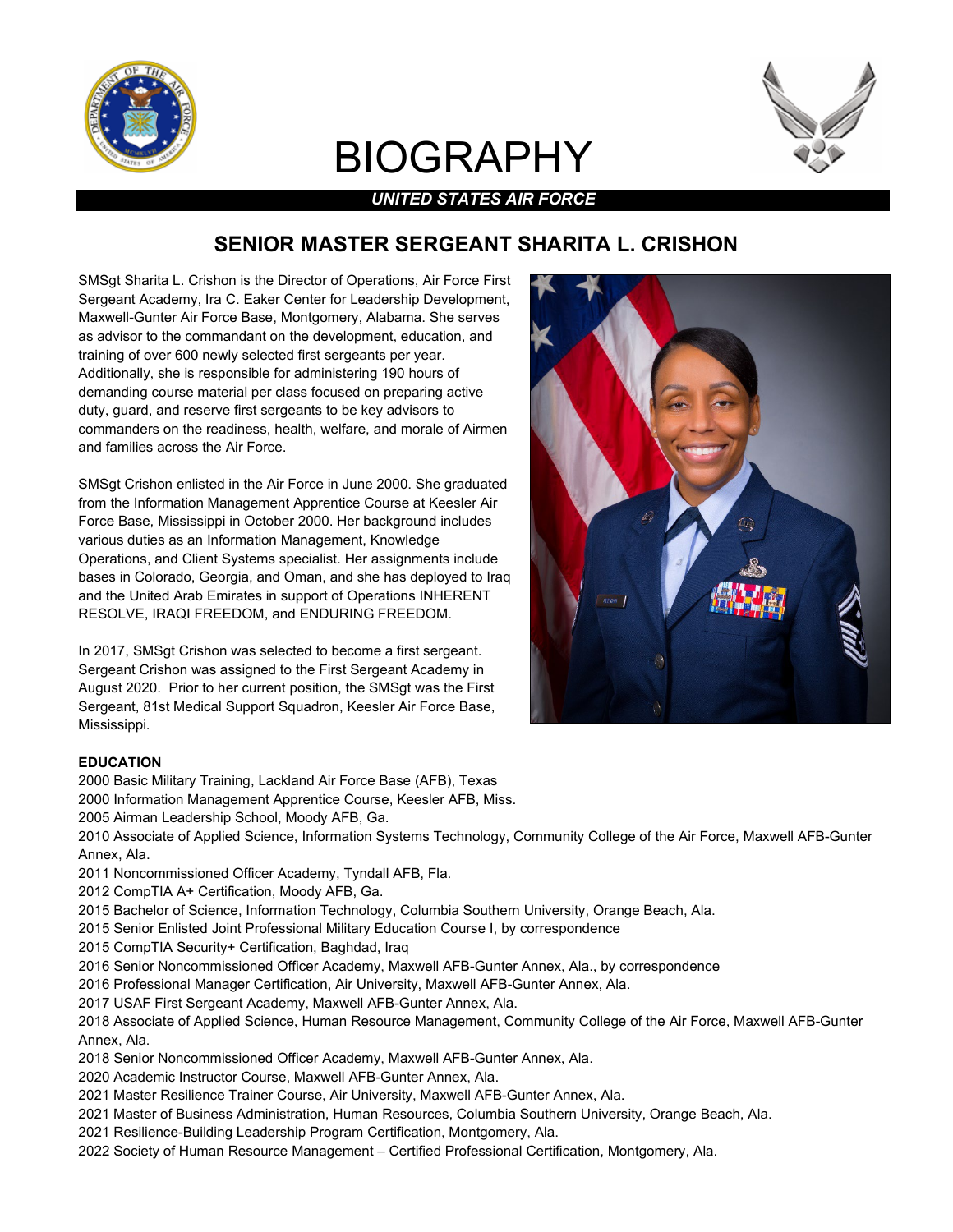# BIOGRAPHY

***UNITED STATES AIR FORCE***

## SENIOR MASTER SERGEANT SHARITA L. CRISHON

SMSgt Sharita L. Crishon is the Director of Operations, Air Force First Sergeant Academy, Ira C. Eaker Center for Leadership Development, Maxwell-Gunter Air Force Base, Montgomery, Alabama. She serves as advisor to the commandant on the development, education, and training of over 600 newly selected first sergeants per year. Additionally, she is responsible for administering 190 hours of demanding course material per class focused on preparing active duty, guard, and reserve first sergeants to be key advisors to commanders on the readiness, health, welfare, and morale of Airmen and families across the Air Force.

SMSgt Crishon enlisted in the Air Force in June 2000. She graduated from the Information Management Apprentice Course at Keesler Air Force Base, Mississippi in October 2000. Her background includes various duties as an Information Management, Knowledge Operations, and Client Systems specialist. Her assignments include bases in Colorado, Georgia, and Oman, and she has deployed to Iraq and the United Arab Emirates in support of Operations INHERENT RESOLVE, IRAQI FREEDOM, and ENDURING FREEDOM.

In 2017, SMSgt Crishon was selected to become a first sergeant. Sergeant Crishon was assigned to the First Sergeant Academy in August 2020. Prior to her current position, the SMSgt was the First Sergeant, 81st Medical Support Squadron, Keesler Air Force Base, Mississippi.

**EDUCATION**

2000 Basic Military Training, Lackland Air Force Base (AFB), Texas
2000 Information Management Apprentice Course, Keesler AFB, Miss.
2005 Airman Leadership School, Moody AFB, Ga.
2010 Associate of Applied Science, Information Systems Technology, Community College of the Air Force, Maxwell AFB-Gunter Annex, Ala.
2011 Noncommissioned Officer Academy, Tyndall AFB, Fla.
2012 CompTIA A+ Certification, Moody AFB, Ga.
2015 Bachelor of Science, Information Technology, Columbia Southern University, Orange Beach, Ala.
2015 Senior Enlisted Joint Professional Military Education Course I, by correspondence
2015 CompTIA Security+ Certification, Baghdad, Iraq
2016 Senior Noncommissioned Officer Academy, Maxwell AFB-Gunter Annex, Ala., by correspondence
2016 Professional Manager Certification, Air University, Maxwell AFB-Gunter Annex, Ala.
2017 USAF First Sergeant Academy, Maxwell AFB-Gunter Annex, Ala.
2018 Associate of Applied Science, Human Resource Management, Community College of the Air Force, Maxwell AFB-Gunter Annex, Ala.
2018 Senior Noncommissioned Officer Academy, Maxwell AFB-Gunter Annex, Ala.
2020 Academic Instructor Course, Maxwell AFB-Gunter Annex, Ala.
2021 Master Resilience Trainer Course, Air University, Maxwell AFB-Gunter Annex, Ala.
2021 Master of Business Administration, Human Resources, Columbia Southern University, Orange Beach, Ala.
2021 Resilience-Building Leadership Program Certification, Montgomery, Ala.
2022 Society of Human Resource Management – Certified Professional Certification, Montgomery, Ala.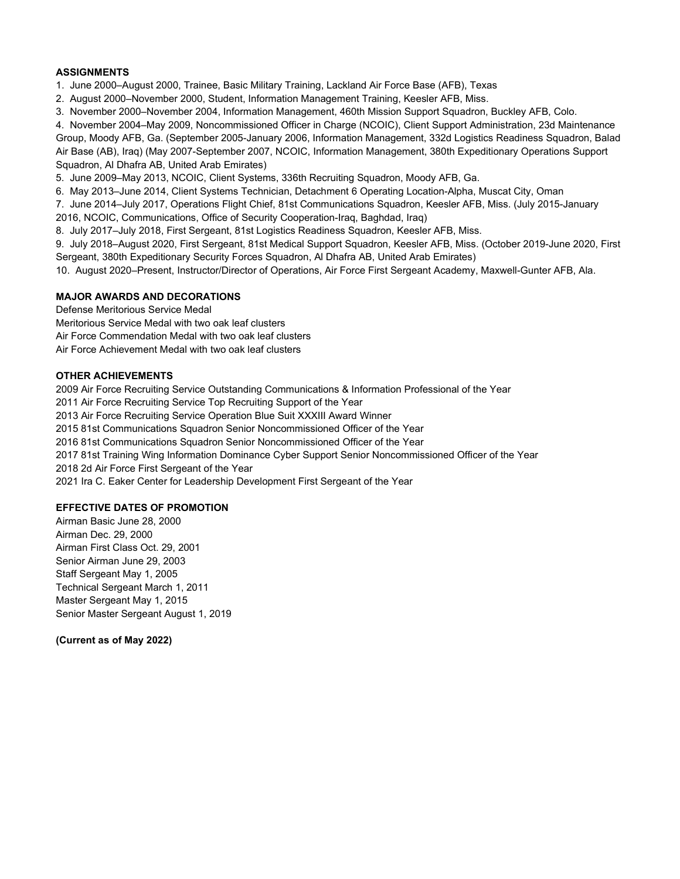**ASSIGNMENTS**

1. June 2000–August 2000, Trainee, Basic Military Training, Lackland Air Force Base (AFB), Texas
2. August 2000–November 2000, Student, Information Management Training, Keesler AFB, Miss.
3. November 2000–November 2004, Information Management, 460th Mission Support Squadron, Buckley AFB, Colo.
4. November 2004–May 2009, Noncommissioned Officer in Charge (NCOIC), Client Support Administration, 23d Maintenance Group, Moody AFB, Ga. (September 2005-January 2006, Information Management, 332d Logistics Readiness Squadron, Balad Air Base (AB), Iraq) (May 2007-September 2007, NCOIC, Information Management, 380th Expeditionary Operations Support Squadron, Al Dhafra AB, United Arab Emirates)
5. June 2009–May 2013, NCOIC, Client Systems, 336th Recruiting Squadron, Moody AFB, Ga.
6. May 2013–June 2014, Client Systems Technician, Detachment 6 Operating Location-Alpha, Muscat City, Oman
7. June 2014–July 2017, Operations Flight Chief, 81st Communications Squadron, Keesler AFB, Miss. (July 2015-January 2016, NCOIC, Communications, Office of Security Cooperation-Iraq, Baghdad, Iraq)
8. July 2017–July 2018, First Sergeant, 81st Logistics Readiness Squadron, Keesler AFB, Miss.
9. July 2018–August 2020, First Sergeant, 81st Medical Support Squadron, Keesler AFB, Miss. (October 2019-June 2020, First Sergeant, 380th Expeditionary Security Forces Squadron, Al Dhafra AB, United Arab Emirates)
10. August 2020–Present, Instructor/Director of Operations, Air Force First Sergeant Academy, Maxwell-Gunter AFB, Ala.

**MAJOR AWARDS AND DECORATIONS**

Defense Meritorious Service Medal
Meritorious Service Medal with two oak leaf clusters
Air Force Commendation Medal with two oak leaf clusters
Air Force Achievement Medal with two oak leaf clusters

**OTHER ACHIEVEMENTS**

2009 Air Force Recruiting Service Outstanding Communications & Information Professional of the Year
2011 Air Force Recruiting Service Top Recruiting Support of the Year
2013 Air Force Recruiting Service Operation Blue Suit XXXIII Award Winner
2015 81st Communications Squadron Senior Noncommissioned Officer of the Year
2016 81st Communications Squadron Senior Noncommissioned Officer of the Year
2017 81st Training Wing Information Dominance Cyber Support Senior Noncommissioned Officer of the Year
2018 2d Air Force First Sergeant of the Year
2021 Ira C. Eaker Center for Leadership Development First Sergeant of the Year

**EFFECTIVE DATES OF PROMOTION**

Airman Basic June 28, 2000
Airman Dec. 29, 2000
Airman First Class Oct. 29, 2001
Senior Airman June 29, 2003
Staff Sergeant May 1, 2005
Technical Sergeant March 1, 2011
Master Sergeant May 1, 2015
Senior Master Sergeant August 1, 2019

**(Current as of May 2022)**